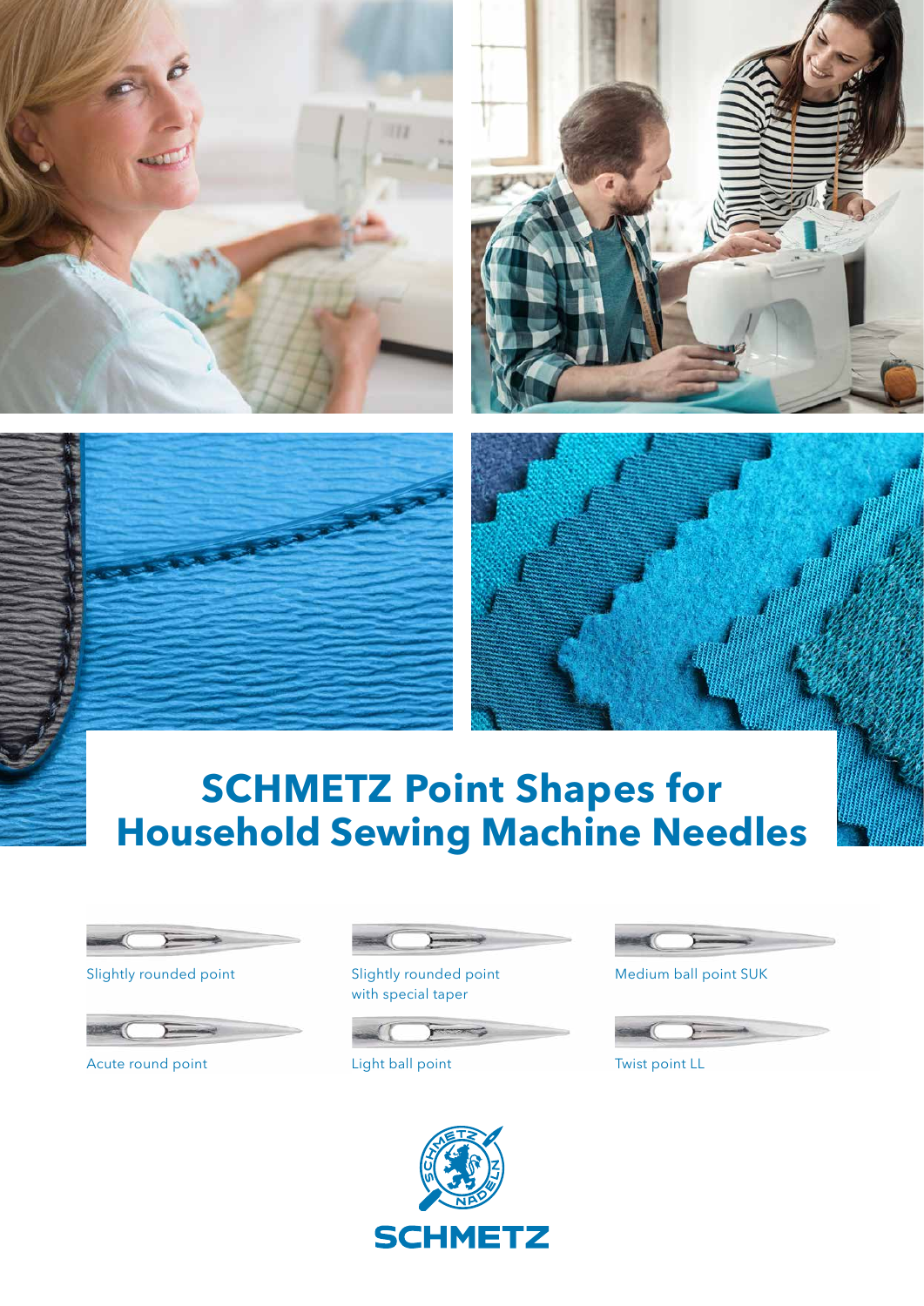# SCHMETZ Point Shapes for Household Sewing Machine Needles

Slightly rounded point

Slightly rounded point with special taper

Medium ball point SUK

Acute round point

Light ball point

Twist point LL

SCHMETZ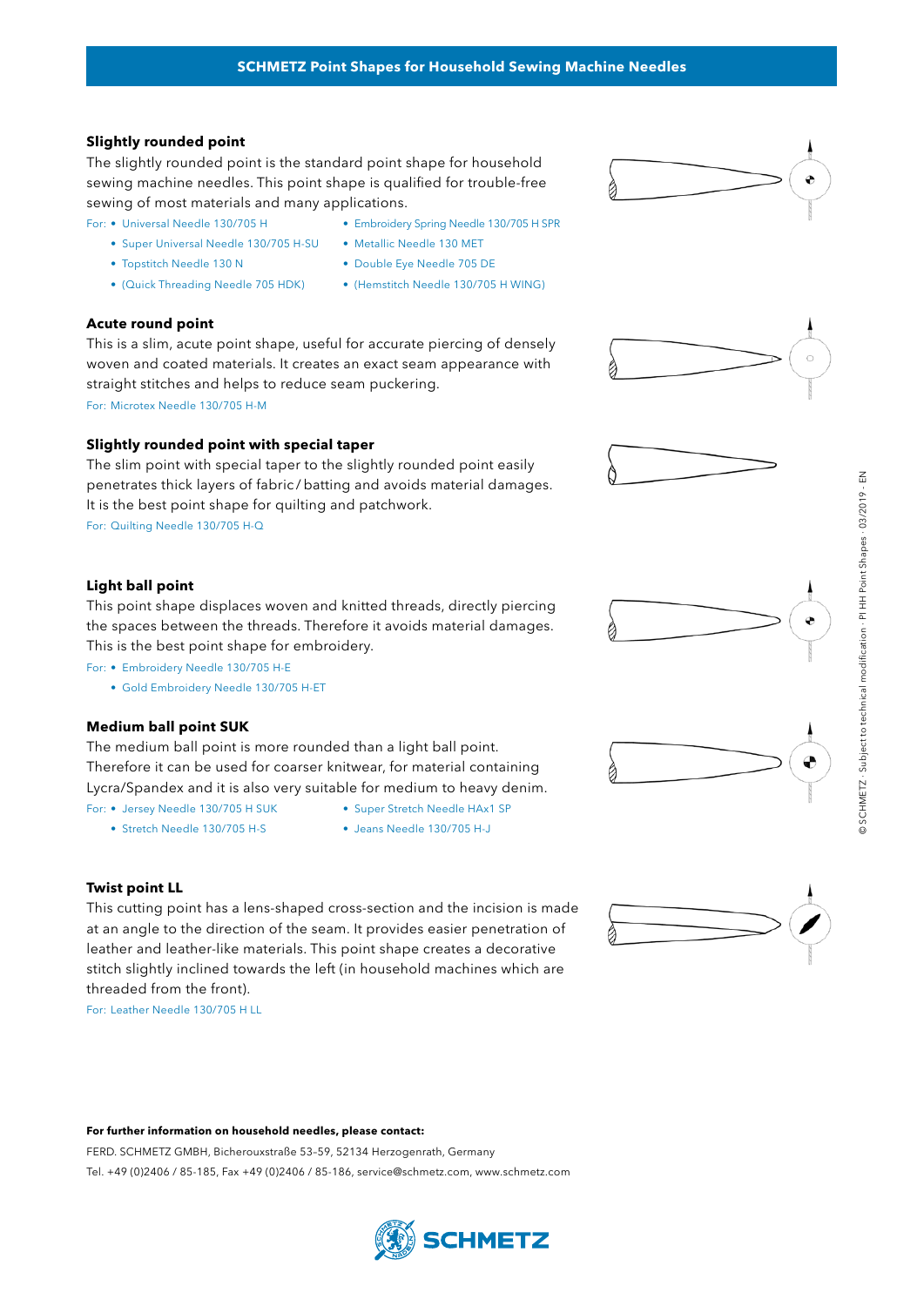## SCHMETZ Point Shapes for Household Sewing Machine Needles

### Slightly rounded point

The slightly rounded point is the standard point shape for household sewing machine needles. This point shape is qualified for trouble-free sewing of most materials and many applications.

For:
- Universal Needle 130/705 H
- Super Universal Needle 130/705 H-SU
- Topstitch Needle 130 N
- (Quick Threading Needle 705 HDK)
- Embroidery Spring Needle 130/705 H SPR
- Metallic Needle 130 MET
- Double Eye Needle 705 DE
- (Hemstitch Needle 130/705 H WING)

### Acute round point

This is a slim, acute point shape, useful for accurate piercing of densely woven and coated materials. It creates an exact seam appearance with straight stitches and helps to reduce seam puckering.

For: Microtex Needle 130/705 H-M

### Slightly rounded point with special taper

The slim point with special taper to the slightly rounded point easily penetrates thick layers of fabric / batting and avoids material damages. It is the best point shape for quilting and patchwork.

For: Quilting Needle 130/705 H-Q

### Light ball point

This point shape displaces woven and knitted threads, directly piercing the spaces between the threads. Therefore it avoids material damages. This is the best point shape for embroidery.

For:
- Embroidery Needle 130/705 H-E
- Gold Embroidery Needle 130/705 H-ET

### Medium ball point SUK

The medium ball point is more rounded than a light ball point. Therefore it can be used for coarser knitwear, for material containing Lycra/Spandex and it is also very suitable for medium to heavy denim.

For:
- Jersey Needle 130/705 H SUK
- Stretch Needle 130/705 H-S
- Super Stretch Needle HAx1 SP
- Jeans Needle 130/705 H-J

### Twist point LL

This cutting point has a lens-shaped cross-section and the incision is made at an angle to the direction of the seam. It provides easier penetration of leather and leather-like materials. This point shape creates a decorative stitch slightly inclined towards the left (in household machines which are threaded from the front).

For: Leather Needle 130/705 H LL

**For further information on household needles, please contact:**

FERD. SCHMETZ GMBH, Bicherouxstraße 53-59, 52134 Herzogenrath, Germany
Tel. +49 (0)2406 / 85-185, Fax +49 (0)2406 / 85-186, service@schmetz.com, www.schmetz.com

SCHMETZ

© SCHMETZ · Subject to technical modification · PI HH Point Shapes · 03/2019 · EN